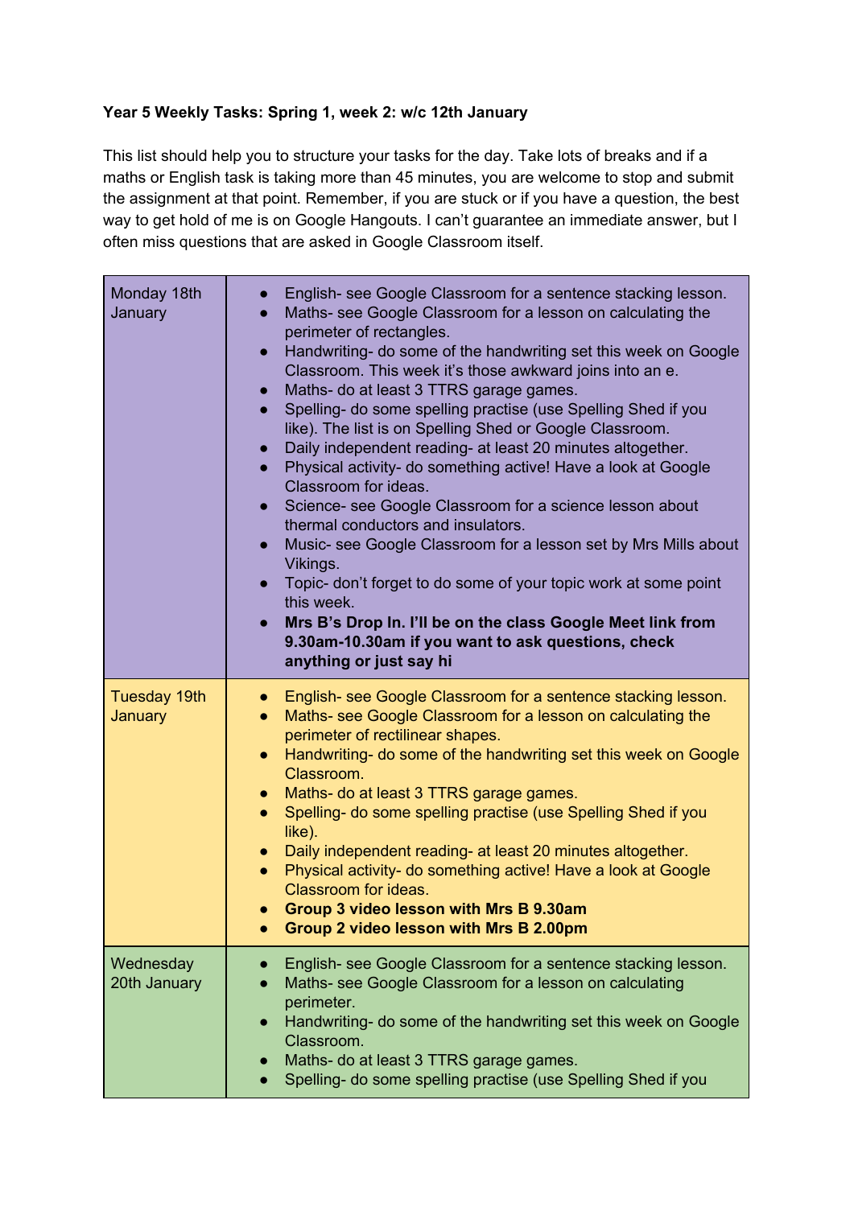**Year 5 Weekly Tasks: Spring 1, week 2: w/c 12th January**

This list should help you to structure your tasks for the day. Take lots of breaks and if a maths or English task is taking more than 45 minutes, you are welcome to stop and submit the assignment at that point. Remember, if you are stuck or if you have a question, the best way to get hold of me is on Google Hangouts. I can't guarantee an immediate answer, but I often miss questions that are asked in Google Classroom itself.

| Day | Tasks |
|---|---|
| Monday 18th January | <ul><li>English- see Google Classroom for a sentence stacking lesson.</li><li>Maths- see Google Classroom for a lesson on calculating the perimeter of rectangles.</li><li>Handwriting- do some of the handwriting set this week on Google Classroom. This week it's those awkward joins into an e.</li><li>Maths- do at least 3 TTRS garage games.</li><li>Spelling- do some spelling practise (use Spelling Shed if you like). The list is on Spelling Shed or Google Classroom.</li><li>Daily independent reading- at least 20 minutes altogether.</li><li>Physical activity- do something active! Have a look at Google Classroom for ideas.</li><li>Science- see Google Classroom for a science lesson about thermal conductors and insulators.</li><li>Music- see Google Classroom for a lesson set by Mrs Mills about Vikings.</li><li>Topic- don't forget to do some of your topic work at some point this week.</li><li>**Mrs B's Drop In. I'll be on the class Google Meet link from 9.30am-10.30am if you want to ask questions, check anything or just say hi**</li></ul> |
| Tuesday 19th January | <ul><li>English- see Google Classroom for a sentence stacking lesson.</li><li>Maths- see Google Classroom for a lesson on calculating the perimeter of rectilinear shapes.</li><li>Handwriting- do some of the handwriting set this week on Google Classroom.</li><li>Maths- do at least 3 TTRS garage games.</li><li>Spelling- do some spelling practise (use Spelling Shed if you like).</li><li>Daily independent reading- at least 20 minutes altogether.</li><li>Physical activity- do something active! Have a look at Google Classroom for ideas.</li><li>**Group 3 video lesson with Mrs B 9.30am**</li><li>**Group 2 video lesson with Mrs B 2.00pm**</li></ul> |
| Wednesday 20th January | <ul><li>English- see Google Classroom for a sentence stacking lesson.</li><li>Maths- see Google Classroom for a lesson on calculating perimeter.</li><li>Handwriting- do some of the handwriting set this week on Google Classroom.</li><li>Maths- do at least 3 TTRS garage games.</li><li>Spelling- do some spelling practise (use Spelling Shed if you</li></ul> |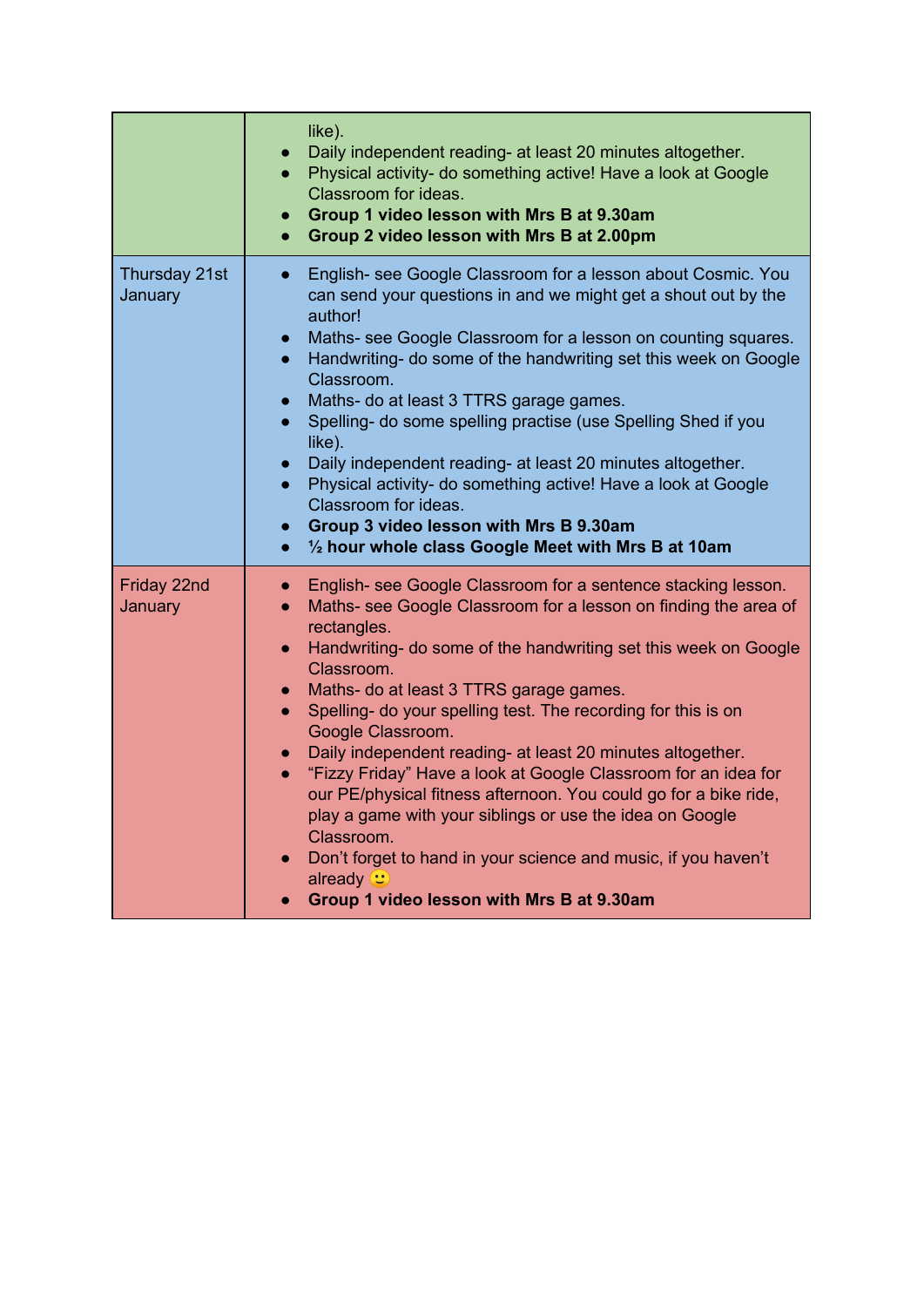| | |
|---|---|
| | like).<br>• Daily independent reading- at least 20 minutes altogether.<br>• Physical activity- do something active! Have a look at Google Classroom for ideas.<br>• **Group 1 video lesson with Mrs B at 9.30am**<br>• **Group 2 video lesson with Mrs B at 2.00pm** |
| Thursday 21st January | • English- see Google Classroom for a lesson about Cosmic. You can send your questions in and we might get a shout out by the author!<br>• Maths- see Google Classroom for a lesson on counting squares.<br>• Handwriting- do some of the handwriting set this week on Google Classroom.<br>• Maths- do at least 3 TTRS garage games.<br>• Spelling- do some spelling practise (use Spelling Shed if you like).<br>• Daily independent reading- at least 20 minutes altogether.<br>• Physical activity- do something active! Have a look at Google Classroom for ideas.<br>• **Group 3 video lesson with Mrs B 9.30am**<br>• **½ hour whole class Google Meet with Mrs B at 10am** |
| Friday 22nd January | • English- see Google Classroom for a sentence stacking lesson.<br>• Maths- see Google Classroom for a lesson on finding the area of rectangles.<br>• Handwriting- do some of the handwriting set this week on Google Classroom.<br>• Maths- do at least 3 TTRS garage games.<br>• Spelling- do your spelling test. The recording for this is on Google Classroom.<br>• Daily independent reading- at least 20 minutes altogether.<br>• "Fizzy Friday" Have a look at Google Classroom for an idea for our PE/physical fitness afternoon. You could go for a bike ride, play a game with your siblings or use the idea on Google Classroom.<br>• Don't forget to hand in your science and music, if you haven't already 🙂<br>• **Group 1 video lesson with Mrs B at 9.30am** |